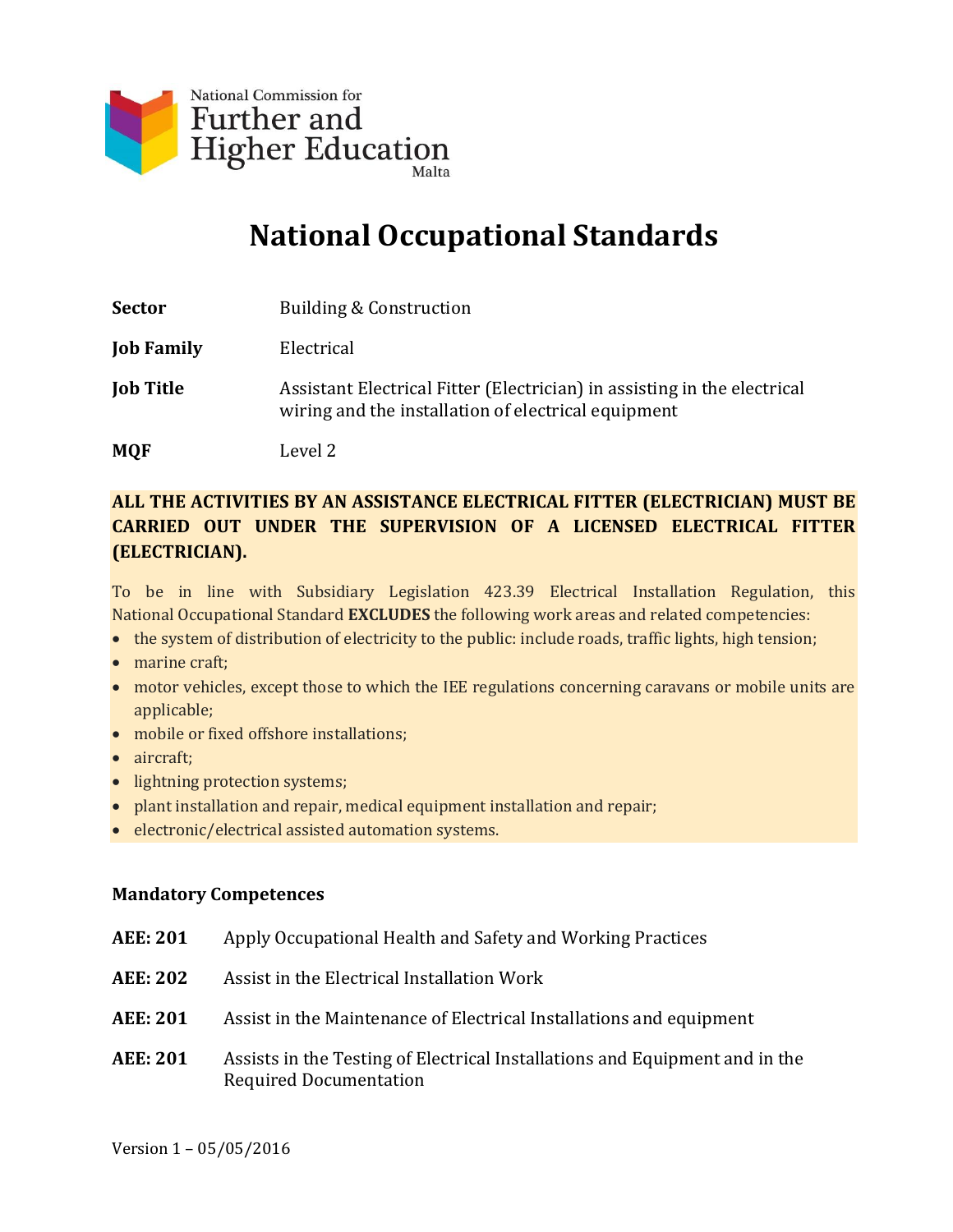National Commission for
Further and
Higher Education
Malta

# National Occupational Standards

| | |
|---|---|
| **Sector** | Building & Construction |
| **Job Family** | Electrical |
| **Job Title** | Assistant Electrical Fitter (Electrician) in assisting in the electrical wiring and the installation of electrical equipment |
| **MQF** | Level 2 |

**ALL THE ACTIVITIES BY AN ASSISTANCE ELECTRICAL FITTER (ELECTRICIAN) MUST BE CARRIED OUT UNDER THE SUPERVISION OF A LICENSED ELECTRICAL FITTER (ELECTRICIAN).**

To be in line with Subsidiary Legislation 423.39 Electrical Installation Regulation, this National Occupational Standard **EXCLUDES** the following work areas and related competencies:

- the system of distribution of electricity to the public: include roads, traffic lights, high tension;
- marine craft;
- motor vehicles, except those to which the IEE regulations concerning caravans or mobile units are applicable;
- mobile or fixed offshore installations;
- aircraft;
- lightning protection systems;
- plant installation and repair, medical equipment installation and repair;
- electronic/electrical assisted automation systems.

### Mandatory Competences

**AEE: 201** Apply Occupational Health and Safety and Working Practices

**AEE: 202** Assist in the Electrical Installation Work

**AEE: 201** Assist in the Maintenance of Electrical Installations and equipment

**AEE: 201** Assists in the Testing of Electrical Installations and Equipment and in the Required Documentation

Version 1 – 05/05/2016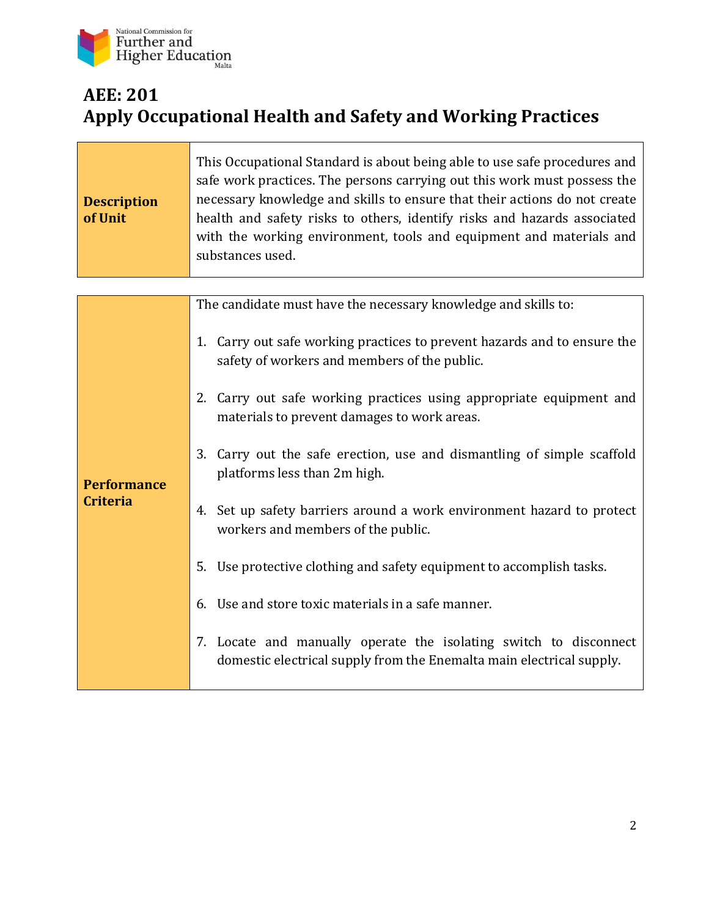## AEE: 201
## Apply Occupational Health and Safety and Working Practices

| | |
|---|---|
| **Description of Unit** | This Occupational Standard is about being able to use safe procedures and safe work practices. The persons carrying out this work must possess the necessary knowledge and skills to ensure that their actions do not create health and safety risks to others, identify risks and hazards associated with the working environment, tools and equipment and materials and substances used. |

| | |
|---|---|
| **Performance Criteria** | The candidate must have the necessary knowledge and skills to:<br><br>1. Carry out safe working practices to prevent hazards and to ensure the safety of workers and members of the public.<br><br>2. Carry out safe working practices using appropriate equipment and materials to prevent damages to work areas.<br><br>3. Carry out the safe erection, use and dismantling of simple scaffold platforms less than 2m high.<br><br>4. Set up safety barriers around a work environment hazard to protect workers and members of the public.<br><br>5. Use protective clothing and safety equipment to accomplish tasks.<br><br>6. Use and store toxic materials in a safe manner.<br><br>7. Locate and manually operate the isolating switch to disconnect domestic electrical supply from the Enemalta main electrical supply. |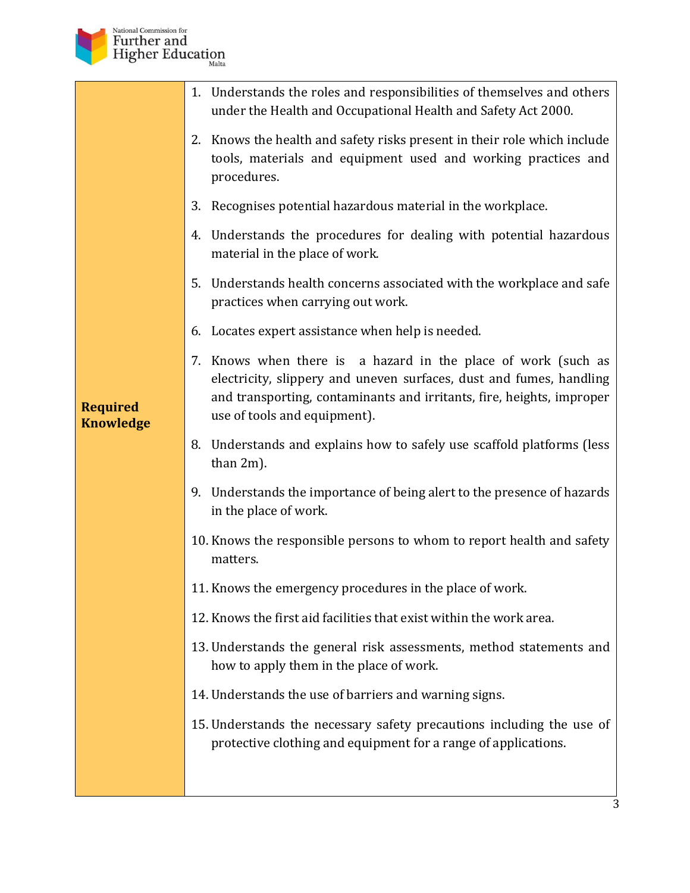| | |
|---|---|
| **Required Knowledge** | 1. Understands the roles and responsibilities of themselves and others under the Health and Occupational Health and Safety Act 2000.<br>2. Knows the health and safety risks present in their role which include tools, materials and equipment used and working practices and procedures.<br>3. Recognises potential hazardous material in the workplace.<br>4. Understands the procedures for dealing with potential hazardous material in the place of work.<br>5. Understands health concerns associated with the workplace and safe practices when carrying out work.<br>6. Locates expert assistance when help is needed.<br>7. Knows when there is a hazard in the place of work (such as electricity, slippery and uneven surfaces, dust and fumes, handling and transporting, contaminants and irritants, fire, heights, improper use of tools and equipment).<br>8. Understands and explains how to safely use scaffold platforms (less than 2m).<br>9. Understands the importance of being alert to the presence of hazards in the place of work.<br>10. Knows the responsible persons to whom to report health and safety matters.<br>11. Knows the emergency procedures in the place of work.<br>12. Knows the first aid facilities that exist within the work area.<br>13. Understands the general risk assessments, method statements and how to apply them in the place of work.<br>14. Understands the use of barriers and warning signs.<br>15. Understands the necessary safety precautions including the use of protective clothing and equipment for a range of applications. |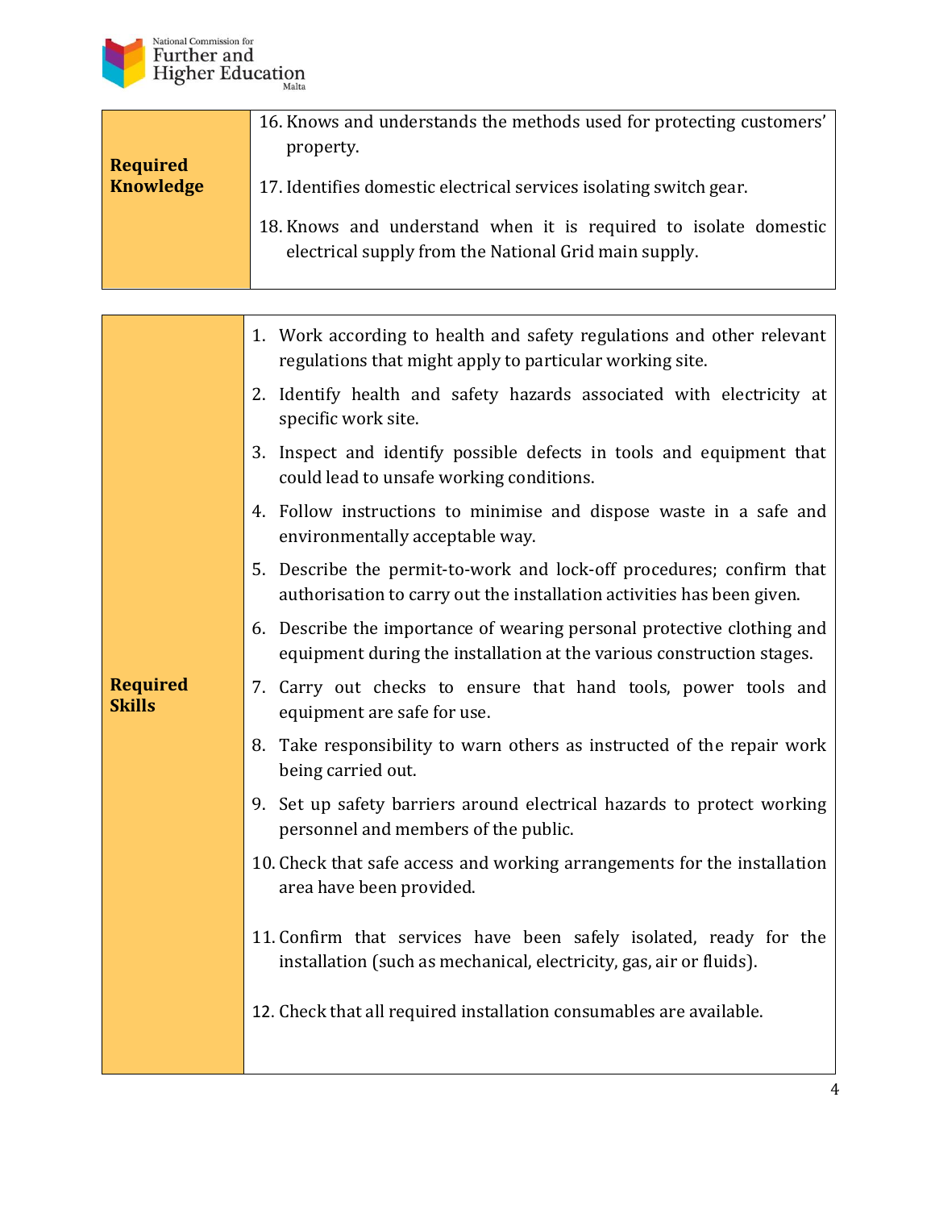| Required Knowledge | 16. Knows and understands the methods used for protecting customers' property.<br>17. Identifies domestic electrical services isolating switch gear.<br>18. Knows and understand when it is required to isolate domestic electrical supply from the National Grid main supply. |
|---|---|

| Required Skills | 1. Work according to health and safety regulations and other relevant regulations that might apply to particular working site.<br>2. Identify health and safety hazards associated with electricity at specific work site.<br>3. Inspect and identify possible defects in tools and equipment that could lead to unsafe working conditions.<br>4. Follow instructions to minimise and dispose waste in a safe and environmentally acceptable way.<br>5. Describe the permit-to-work and lock-off procedures; confirm that authorisation to carry out the installation activities has been given.<br>6. Describe the importance of wearing personal protective clothing and equipment during the installation at the various construction stages.<br>7. Carry out checks to ensure that hand tools, power tools and equipment are safe for use.<br>8. Take responsibility to warn others as instructed of the repair work being carried out.<br>9. Set up safety barriers around electrical hazards to protect working personnel and members of the public.<br>10. Check that safe access and working arrangements for the installation area have been provided.<br>11. Confirm that services have been safely isolated, ready for the installation (such as mechanical, electricity, gas, air or fluids).<br>12. Check that all required installation consumables are available. |
|---|---|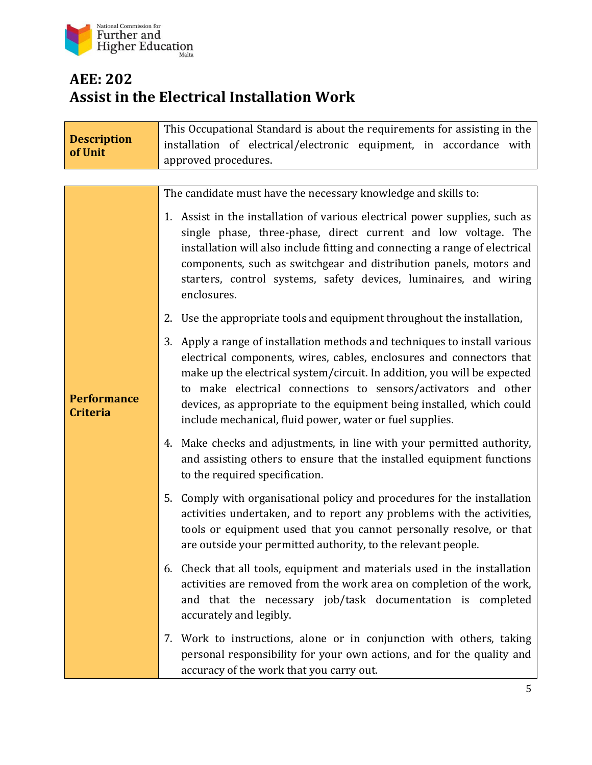# AEE: 202
# Assist in the Electrical Installation Work

| **Description of Unit** | This Occupational Standard is about the requirements for assisting in the installation of electrical/electronic equipment, in accordance with approved procedures. |
|---|---|

| **Performance Criteria** | The candidate must have the necessary knowledge and skills to:<br><br>1. Assist in the installation of various electrical power supplies, such as single phase, three-phase, direct current and low voltage. The installation will also include fitting and connecting a range of electrical components, such as switchgear and distribution panels, motors and starters, control systems, safety devices, luminaires, and wiring enclosures.<br>2. Use the appropriate tools and equipment throughout the installation,<br>3. Apply a range of installation methods and techniques to install various electrical components, wires, cables, enclosures and connectors that make up the electrical system/circuit. In addition, you will be expected to make electrical connections to sensors/activators and other devices, as appropriate to the equipment being installed, which could include mechanical, fluid power, water or fuel supplies.<br>4. Make checks and adjustments, in line with your permitted authority, and assisting others to ensure that the installed equipment functions to the required specification.<br>5. Comply with organisational policy and procedures for the installation activities undertaken, and to report any problems with the activities, tools or equipment used that you cannot personally resolve, or that are outside your permitted authority, to the relevant people.<br>6. Check that all tools, equipment and materials used in the installation activities are removed from the work area on completion of the work, and that the necessary job/task documentation is completed accurately and legibly.<br>7. Work to instructions, alone or in conjunction with others, taking personal responsibility for your own actions, and for the quality and accuracy of the work that you carry out. |
|---|---|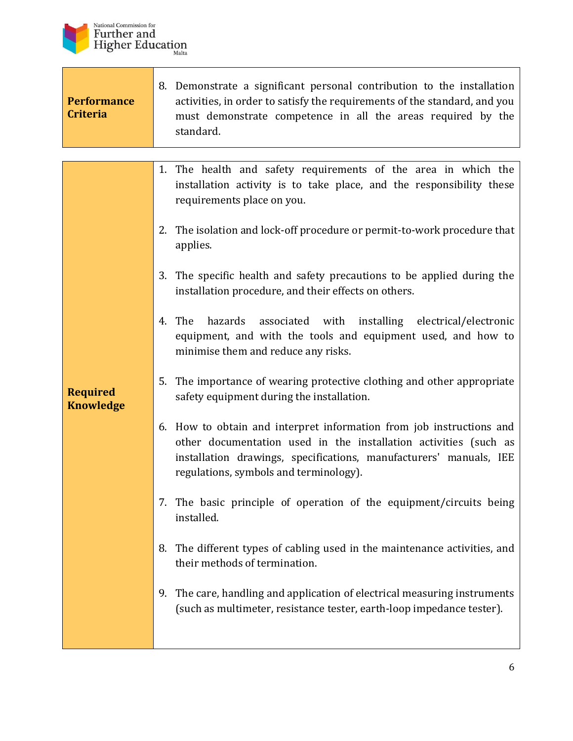| | |
|---|---|
| **Performance Criteria** | 8. Demonstrate a significant personal contribution to the installation activities, in order to satisfy the requirements of the standard, and you must demonstrate competence in all the areas required by the standard. |

| | |
|---|---|
| **Required Knowledge** | 1. The health and safety requirements of the area in which the installation activity is to take place, and the responsibility these requirements place on you.<br><br>2. The isolation and lock-off procedure or permit-to-work procedure that applies.<br><br>3. The specific health and safety precautions to be applied during the installation procedure, and their effects on others.<br><br>4. The hazards associated with installing electrical/electronic equipment, and with the tools and equipment used, and how to minimise them and reduce any risks.<br><br>5. The importance of wearing protective clothing and other appropriate safety equipment during the installation.<br><br>6. How to obtain and interpret information from job instructions and other documentation used in the installation activities (such as installation drawings, specifications, manufacturers' manuals, IEE regulations, symbols and terminology).<br><br>7. The basic principle of operation of the equipment/circuits being installed.<br><br>8. The different types of cabling used in the maintenance activities, and their methods of termination.<br><br>9. The care, handling and application of electrical measuring instruments (such as multimeter, resistance tester, earth-loop impedance tester). |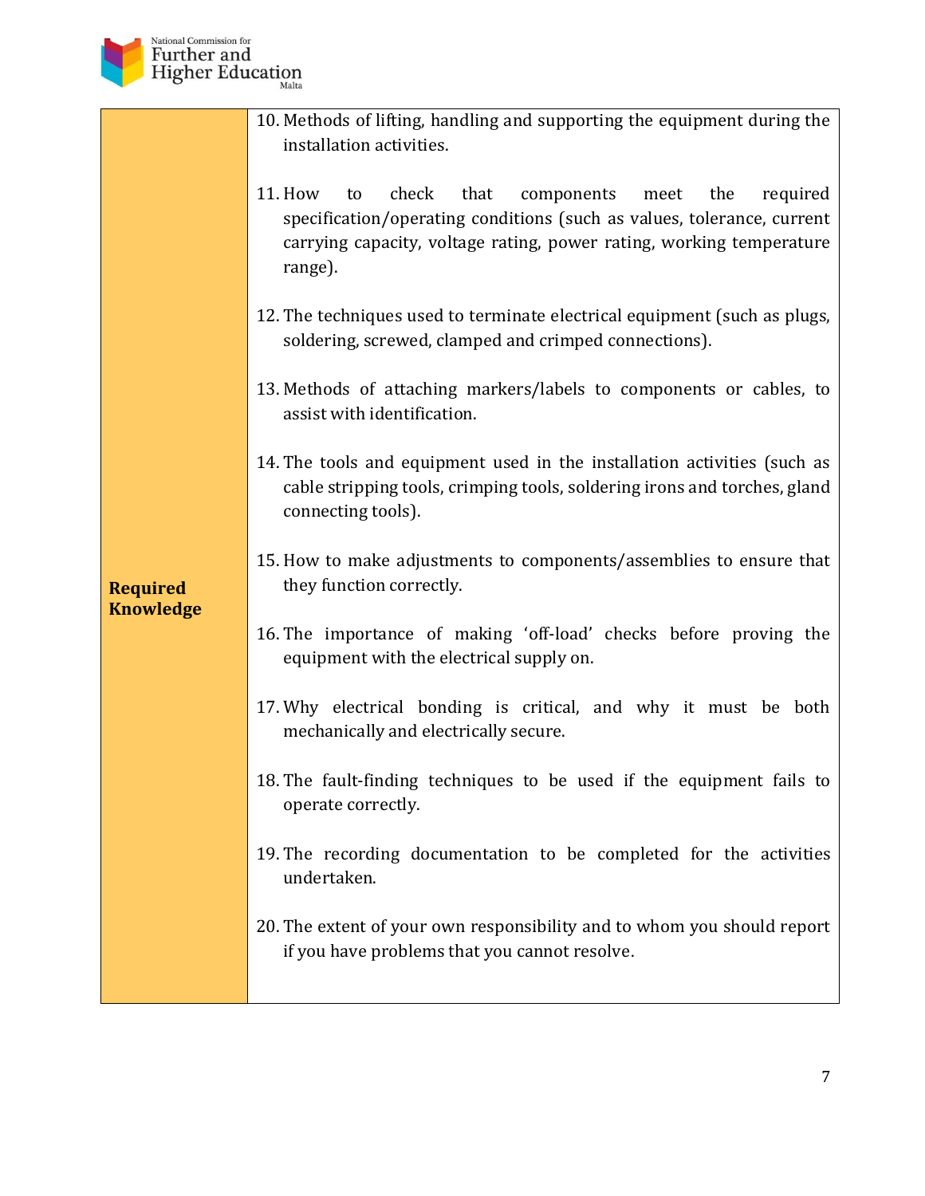| | |
|---|---|
| **Required Knowledge** | 10. Methods of lifting, handling and supporting the equipment during the installation activities.<br><br>11. How to check that components meet the required specification/operating conditions (such as values, tolerance, current carrying capacity, voltage rating, power rating, working temperature range).<br><br>12. The techniques used to terminate electrical equipment (such as plugs, soldering, screwed, clamped and crimped connections).<br><br>13. Methods of attaching markers/labels to components or cables, to assist with identification.<br><br>14. The tools and equipment used in the installation activities (such as cable stripping tools, crimping tools, soldering irons and torches, gland connecting tools).<br><br>15. How to make adjustments to components/assemblies to ensure that they function correctly.<br><br>16. The importance of making 'off-load' checks before proving the equipment with the electrical supply on.<br><br>17. Why electrical bonding is critical, and why it must be both mechanically and electrically secure.<br><br>18. The fault-finding techniques to be used if the equipment fails to operate correctly.<br><br>19. The recording documentation to be completed for the activities undertaken.<br><br>20. The extent of your own responsibility and to whom you should report if you have problems that you cannot resolve. |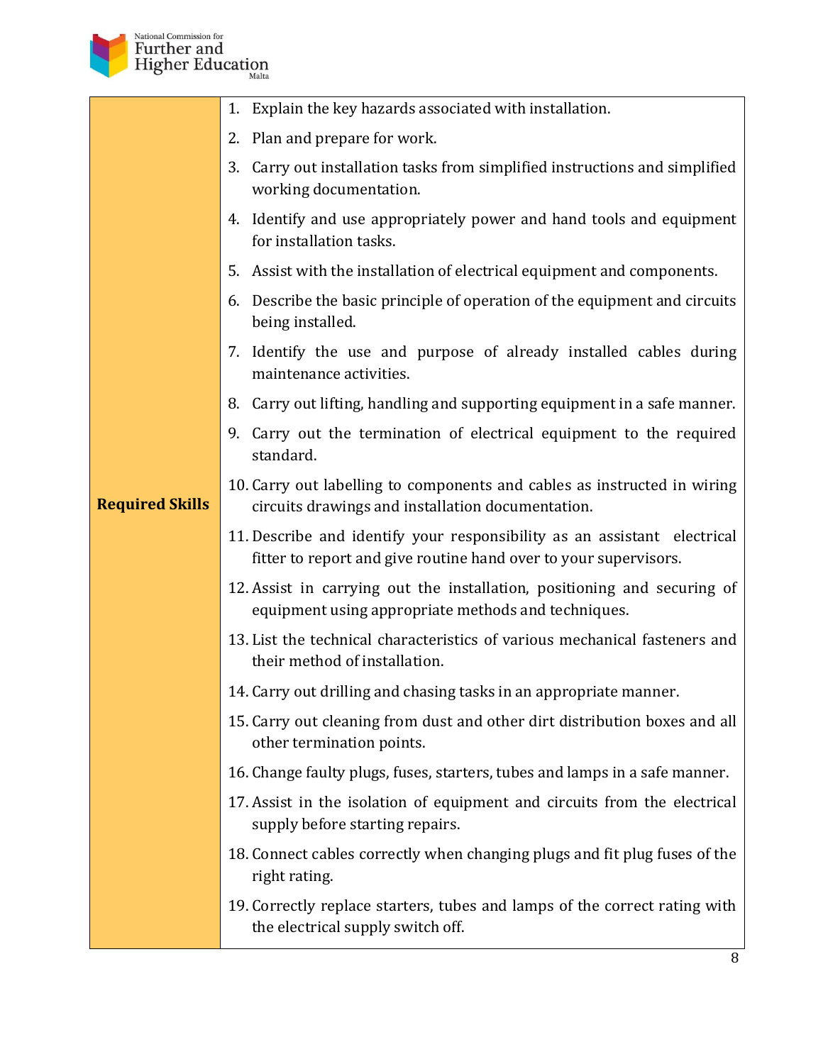| | |
|---|---|
| **Required Skills** | 1. Explain the key hazards associated with installation.<br>2. Plan and prepare for work.<br>3. Carry out installation tasks from simplified instructions and simplified working documentation.<br>4. Identify and use appropriately power and hand tools and equipment for installation tasks.<br>5. Assist with the installation of electrical equipment and components.<br>6. Describe the basic principle of operation of the equipment and circuits being installed.<br>7. Identify the use and purpose of already installed cables during maintenance activities.<br>8. Carry out lifting, handling and supporting equipment in a safe manner.<br>9. Carry out the termination of electrical equipment to the required standard.<br>10. Carry out labelling to components and cables as instructed in wiring circuits drawings and installation documentation.<br>11. Describe and identify your responsibility as an assistant electrical fitter to report and give routine hand over to your supervisors.<br>12. Assist in carrying out the installation, positioning and securing of equipment using appropriate methods and techniques.<br>13. List the technical characteristics of various mechanical fasteners and their method of installation.<br>14. Carry out drilling and chasing tasks in an appropriate manner.<br>15. Carry out cleaning from dust and other dirt distribution boxes and all other termination points.<br>16. Change faulty plugs, fuses, starters, tubes and lamps in a safe manner.<br>17. Assist in the isolation of equipment and circuits from the electrical supply before starting repairs.<br>18. Connect cables correctly when changing plugs and fit plug fuses of the right rating.<br>19. Correctly replace starters, tubes and lamps of the correct rating with the electrical supply switch off. |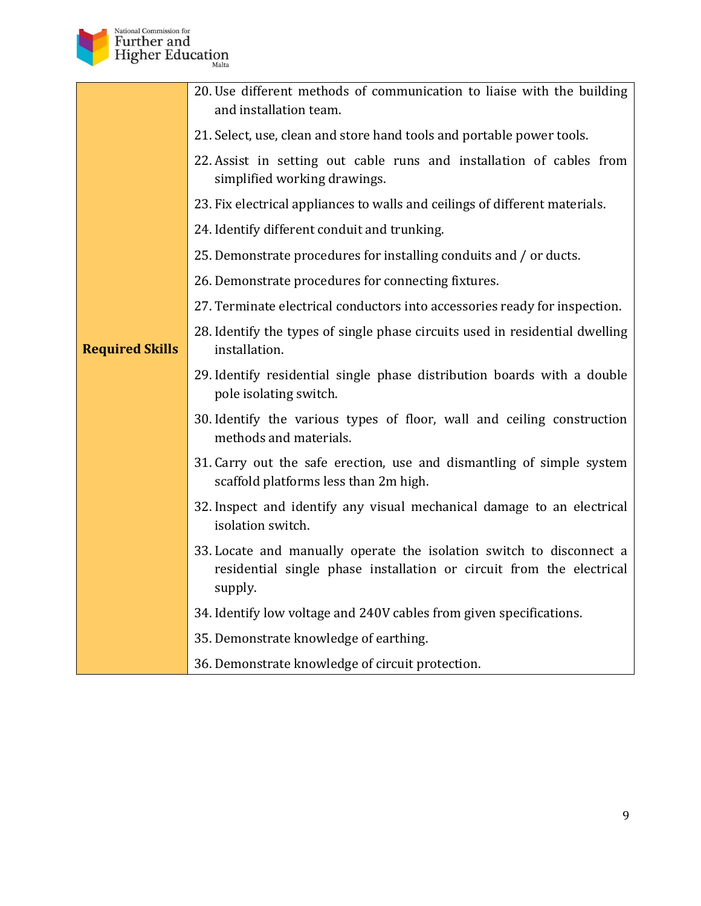| Required Skills | 20. Use different methods of communication to liaise with the building and installation team.<br>21. Select, use, clean and store hand tools and portable power tools.<br>22. Assist in setting out cable runs and installation of cables from simplified working drawings.<br>23. Fix electrical appliances to walls and ceilings of different materials.<br>24. Identify different conduit and trunking.<br>25. Demonstrate procedures for installing conduits and / or ducts.<br>26. Demonstrate procedures for connecting fixtures.<br>27. Terminate electrical conductors into accessories ready for inspection.<br>28. Identify the types of single phase circuits used in residential dwelling installation.<br>29. Identify residential single phase distribution boards with a double pole isolating switch.<br>30. Identify the various types of floor, wall and ceiling construction methods and materials.<br>31. Carry out the safe erection, use and dismantling of simple system scaffold platforms less than 2m high.<br>32. Inspect and identify any visual mechanical damage to an electrical isolation switch.<br>33. Locate and manually operate the isolation switch to disconnect a residential single phase installation or circuit from the electrical supply.<br>34. Identify low voltage and 240V cables from given specifications.<br>35. Demonstrate knowledge of earthing.<br>36. Demonstrate knowledge of circuit protection. |
|---|---|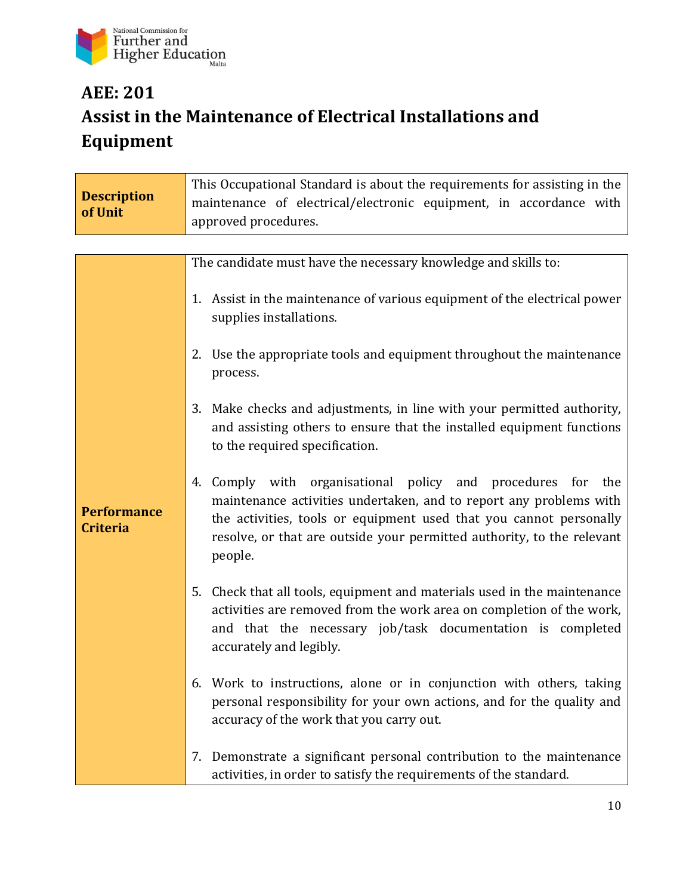# AEE: 201
# Assist in the Maintenance of Electrical Installations and Equipment

| **Description of Unit** | This Occupational Standard is about the requirements for assisting in the maintenance of electrical/electronic equipment, in accordance with approved procedures. |
|---|---|

| **Performance Criteria** | The candidate must have the necessary knowledge and skills to:<br><br>1. Assist in the maintenance of various equipment of the electrical power supplies installations.<br><br>2. Use the appropriate tools and equipment throughout the maintenance process.<br><br>3. Make checks and adjustments, in line with your permitted authority, and assisting others to ensure that the installed equipment functions to the required specification.<br><br>4. Comply with organisational policy and procedures for the maintenance activities undertaken, and to report any problems with the activities, tools or equipment used that you cannot personally resolve, or that are outside your permitted authority, to the relevant people.<br><br>5. Check that all tools, equipment and materials used in the maintenance activities are removed from the work area on completion of the work, and that the necessary job/task documentation is completed accurately and legibly.<br><br>6. Work to instructions, alone or in conjunction with others, taking personal responsibility for your own actions, and for the quality and accuracy of the work that you carry out.<br><br>7. Demonstrate a significant personal contribution to the maintenance activities, in order to satisfy the requirements of the standard. |
|---|---|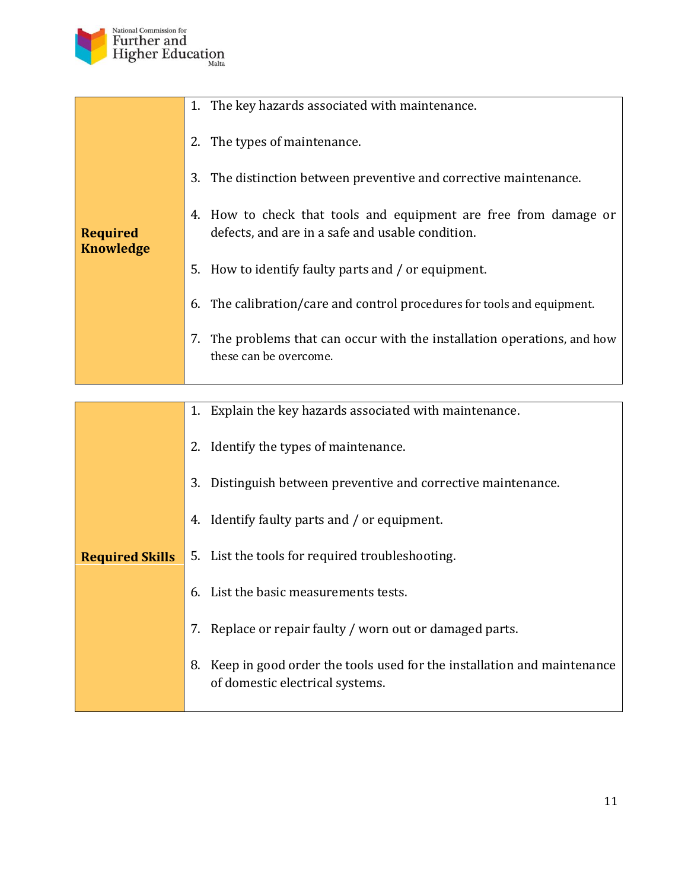| | |
|---|---|
| **Required Knowledge** | 1. The key hazards associated with maintenance.<br><br>2. The types of maintenance.<br><br>3. The distinction between preventive and corrective maintenance.<br><br>4. How to check that tools and equipment are free from damage or defects, and are in a safe and usable condition.<br><br>5. How to identify faulty parts and / or equipment.<br><br>6. The calibration/care and control procedures for tools and equipment.<br><br>7. The problems that can occur with the installation operations, and how these can be overcome. |

| | |
|---|---|
| **Required Skills** | 1. Explain the key hazards associated with maintenance.<br><br>2. Identify the types of maintenance.<br><br>3. Distinguish between preventive and corrective maintenance.<br><br>4. Identify faulty parts and / or equipment.<br><br>5. List the tools for required troubleshooting.<br><br>6. List the basic measurements tests.<br><br>7. Replace or repair faulty / worn out or damaged parts.<br><br>8. Keep in good order the tools used for the installation and maintenance of domestic electrical systems. |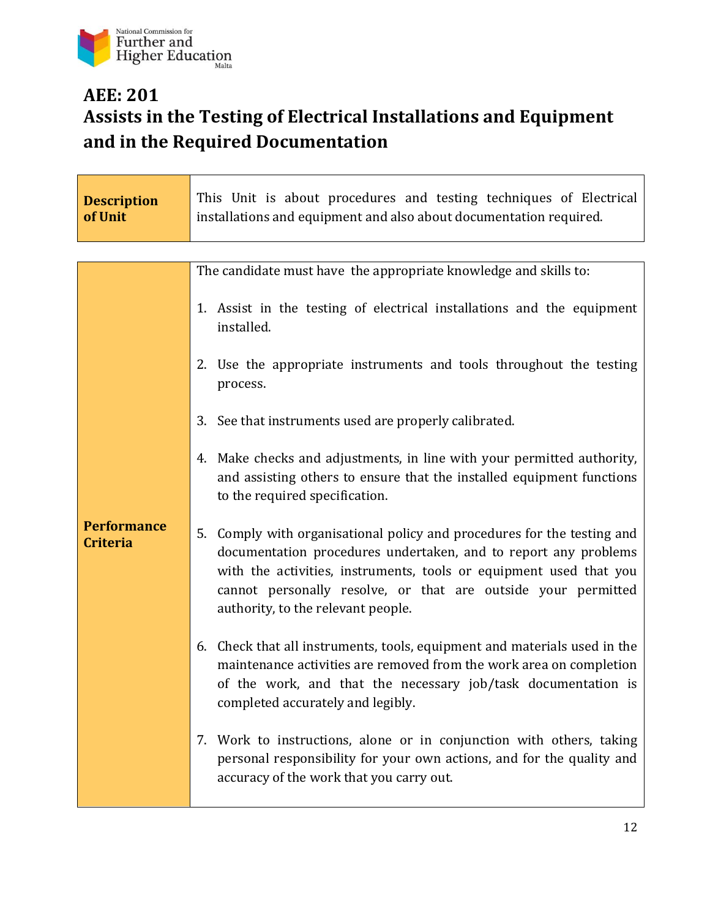# AEE: 201
# Assists in the Testing of Electrical Installations and Equipment and in the Required Documentation

| **Description of Unit** | This Unit is about procedures and testing techniques of Electrical installations and equipment and also about documentation required. |
|---|---|

| **Performance Criteria** | The candidate must have the appropriate knowledge and skills to:<br><br>1. Assist in the testing of electrical installations and the equipment installed.<br><br>2. Use the appropriate instruments and tools throughout the testing process.<br><br>3. See that instruments used are properly calibrated.<br><br>4. Make checks and adjustments, in line with your permitted authority, and assisting others to ensure that the installed equipment functions to the required specification.<br><br>5. Comply with organisational policy and procedures for the testing and documentation procedures undertaken, and to report any problems with the activities, instruments, tools or equipment used that you cannot personally resolve, or that are outside your permitted authority, to the relevant people.<br><br>6. Check that all instruments, tools, equipment and materials used in the maintenance activities are removed from the work area on completion of the work, and that the necessary job/task documentation is completed accurately and legibly.<br><br>7. Work to instructions, alone or in conjunction with others, taking personal responsibility for your own actions, and for the quality and accuracy of the work that you carry out. |
|---|---|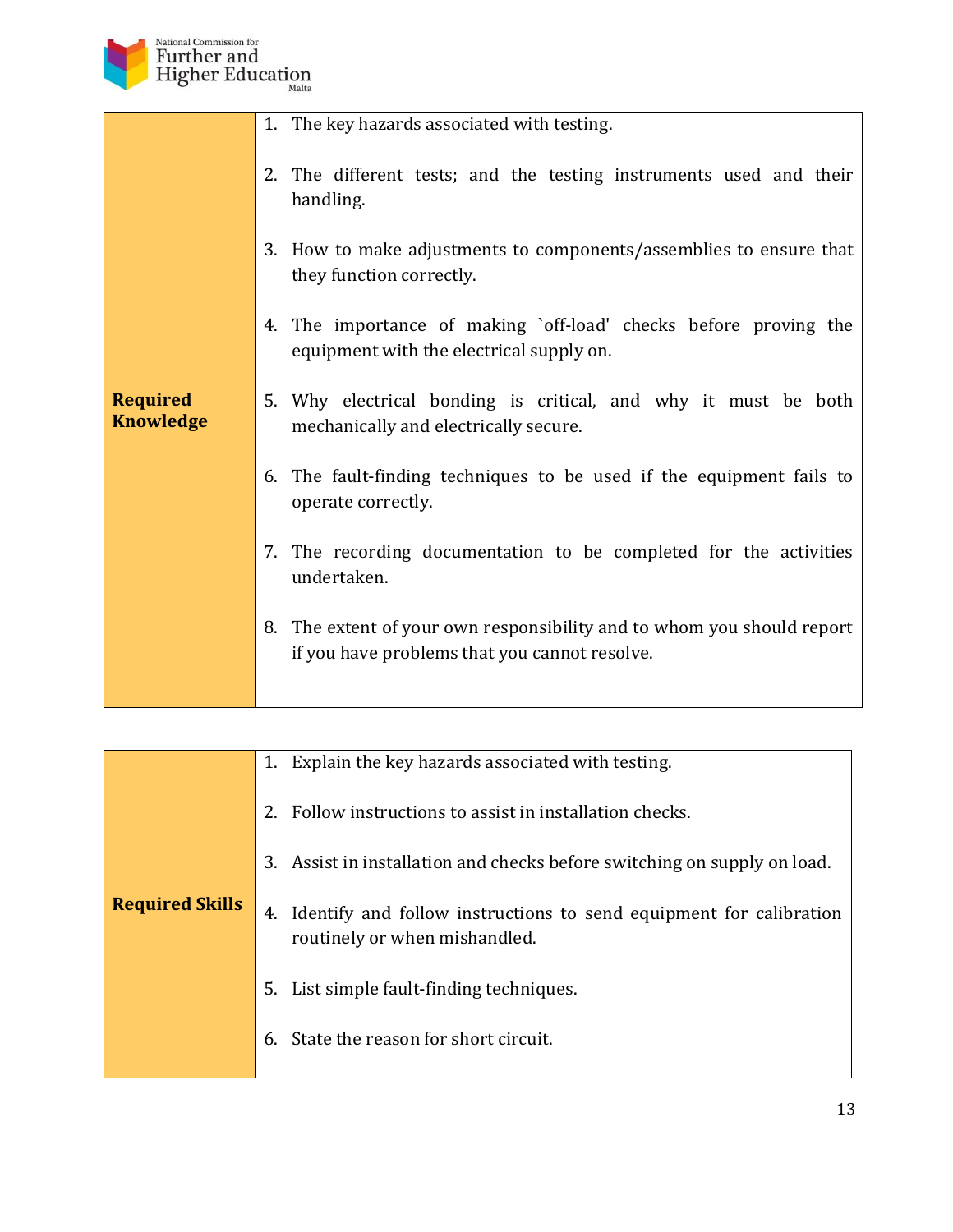| Required Knowledge | 1. The key hazards associated with testing.<br><br>2. The different tests; and the testing instruments used and their handling.<br><br>3. How to make adjustments to components/assemblies to ensure that they function correctly.<br><br>4. The importance of making `off-load' checks before proving the equipment with the electrical supply on.<br><br>5. Why electrical bonding is critical, and why it must be both mechanically and electrically secure.<br><br>6. The fault-finding techniques to be used if the equipment fails to operate correctly.<br><br>7. The recording documentation to be completed for the activities undertaken.<br><br>8. The extent of your own responsibility and to whom you should report if you have problems that you cannot resolve. |
|---|---|

| Required Skills | 1. Explain the key hazards associated with testing.<br><br>2. Follow instructions to assist in installation checks.<br><br>3. Assist in installation and checks before switching on supply on load.<br><br>4. Identify and follow instructions to send equipment for calibration routinely or when mishandled.<br><br>5. List simple fault-finding techniques.<br><br>6. State the reason for short circuit. |
|---|---|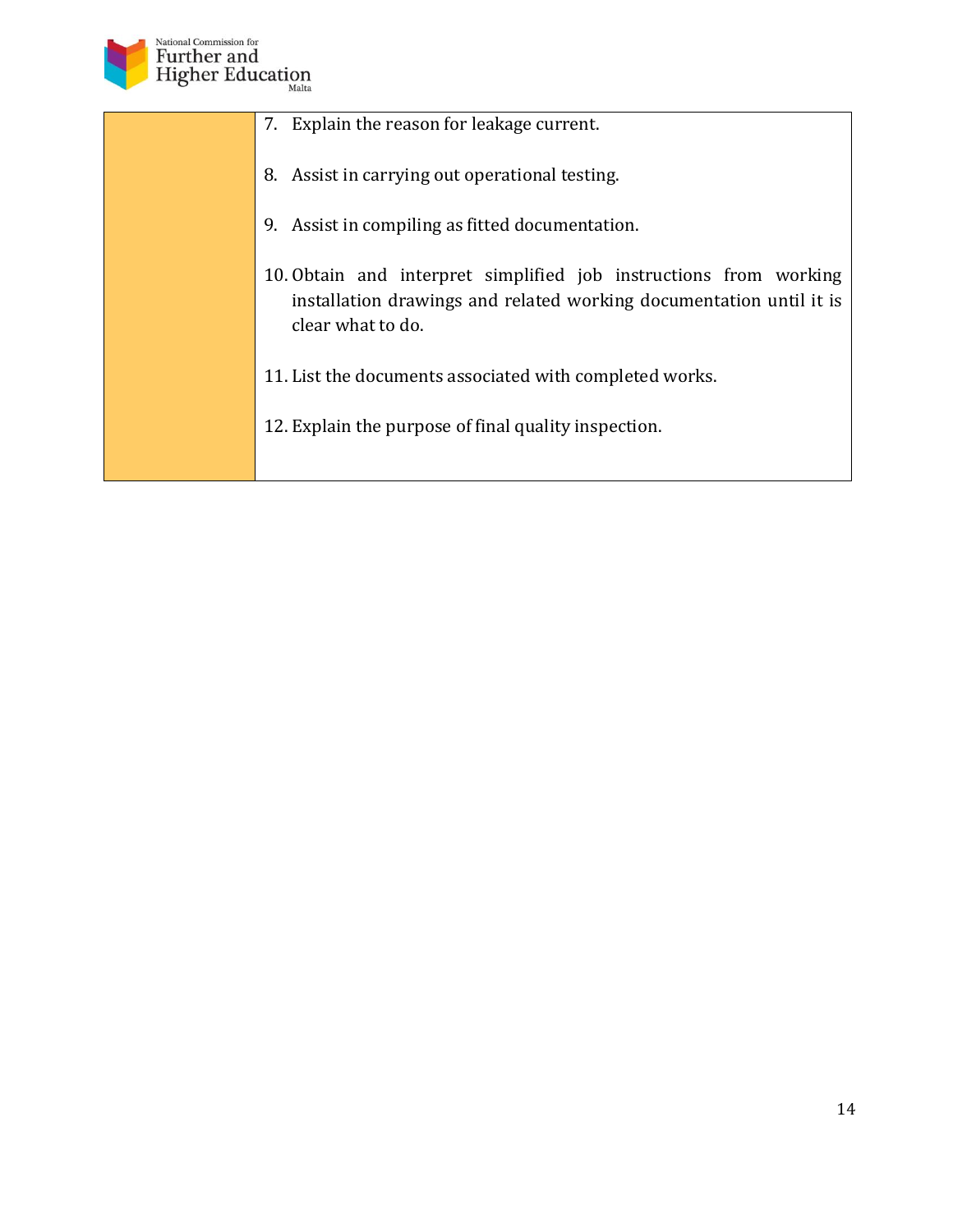| | |
|---|---|
| | 7. Explain the reason for leakage current.<br><br>8. Assist in carrying out operational testing.<br><br>9. Assist in compiling as fitted documentation.<br><br>10. Obtain and interpret simplified job instructions from working installation drawings and related working documentation until it is clear what to do.<br><br>11. List the documents associated with completed works.<br><br>12. Explain the purpose of final quality inspection. |